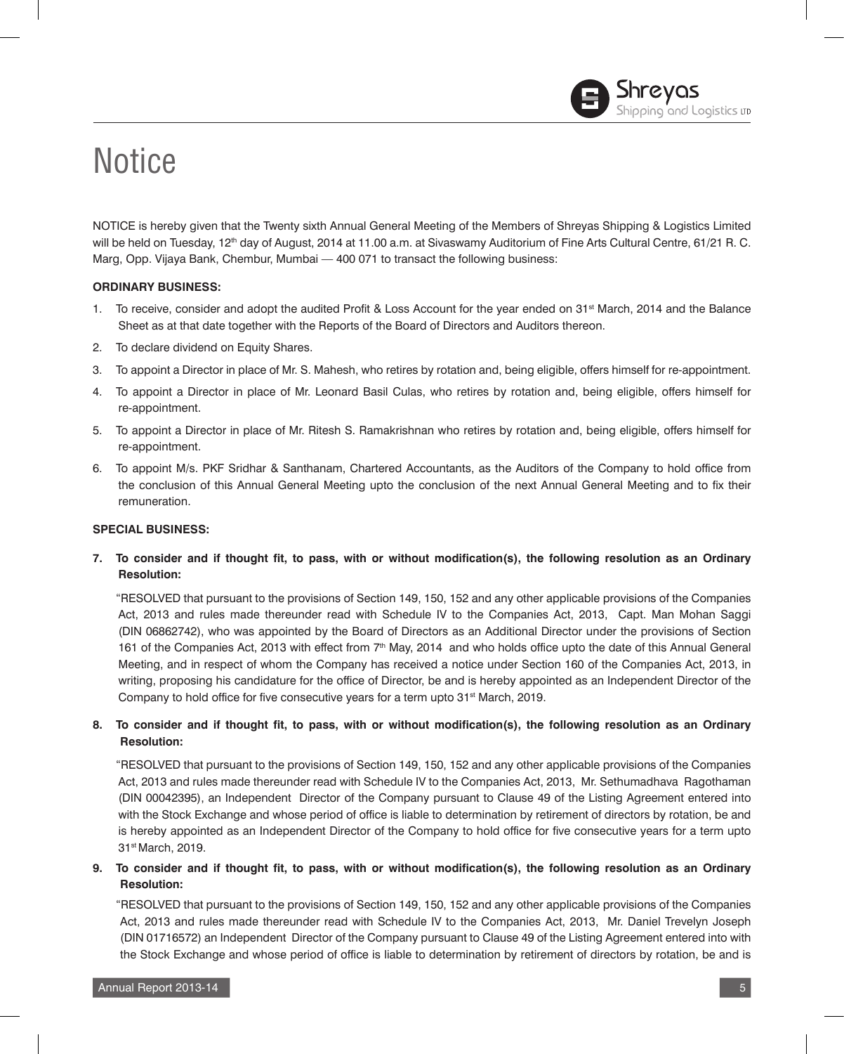# Notice

NOTICE is hereby given that the Twenty sixth Annual General Meeting of the Members of Shreyas Shipping & Logistics Limited will be held on Tuesday, 12th day of August, 2014 at 11.00 a.m. at Sivaswamy Auditorium of Fine Arts Cultural Centre, 61/21 R. C. Marg, Opp. Vijaya Bank, Chembur, Mumbai — 400 071 to transact the following business:

**ORDINARY BUSINESS:**

1. To receive, consider and adopt the audited Profit & Loss Account for the year ended on 31st March, 2014 and the Balance Sheet as at that date together with the Reports of the Board of Directors and Auditors thereon.
2. To declare dividend on Equity Shares.
3. To appoint a Director in place of Mr. S. Mahesh, who retires by rotation and, being eligible, offers himself for re-appointment.
4. To appoint a Director in place of Mr. Leonard Basil Culas, who retires by rotation and, being eligible, offers himself for re-appointment.
5. To appoint a Director in place of Mr. Ritesh S. Ramakrishnan who retires by rotation and, being eligible, offers himself for re-appointment.
6. To appoint M/s. PKF Sridhar & Santhanam, Chartered Accountants, as the Auditors of the Company to hold office from the conclusion of this Annual General Meeting upto the conclusion of the next Annual General Meeting and to fix their remuneration.

**SPECIAL BUSINESS:**

7. **To consider and if thought fit, to pass, with or without modification(s), the following resolution as an Ordinary Resolution:**

   "RESOLVED that pursuant to the provisions of Section 149, 150, 152 and any other applicable provisions of the Companies Act, 2013 and rules made thereunder read with Schedule IV to the Companies Act, 2013, Capt. Man Mohan Saggi (DIN 06862742), who was appointed by the Board of Directors as an Additional Director under the provisions of Section 161 of the Companies Act, 2013 with effect from 7th May, 2014 and who holds office upto the date of this Annual General Meeting, and in respect of whom the Company has received a notice under Section 160 of the Companies Act, 2013, in writing, proposing his candidature for the office of Director, be and is hereby appointed as an Independent Director of the Company to hold office for five consecutive years for a term upto 31st March, 2019.

8. **To consider and if thought fit, to pass, with or without modification(s), the following resolution as an Ordinary Resolution:**

   "RESOLVED that pursuant to the provisions of Section 149, 150, 152 and any other applicable provisions of the Companies Act, 2013 and rules made thereunder read with Schedule IV to the Companies Act, 2013, Mr. Sethumadhava Ragothaman (DIN 00042395), an Independent Director of the Company pursuant to Clause 49 of the Listing Agreement entered into with the Stock Exchange and whose period of office is liable to determination by retirement of directors by rotation, be and is hereby appointed as an Independent Director of the Company to hold office for five consecutive years for a term upto 31st March, 2019.

9. **To consider and if thought fit, to pass, with or without modification(s), the following resolution as an Ordinary Resolution:**

   "RESOLVED that pursuant to the provisions of Section 149, 150, 152 and any other applicable provisions of the Companies Act, 2013 and rules made thereunder read with Schedule IV to the Companies Act, 2013, Mr. Daniel Trevelyn Joseph (DIN 01716572) an Independent Director of the Company pursuant to Clause 49 of the Listing Agreement entered into with the Stock Exchange and whose period of office is liable to determination by retirement of directors by rotation, be and is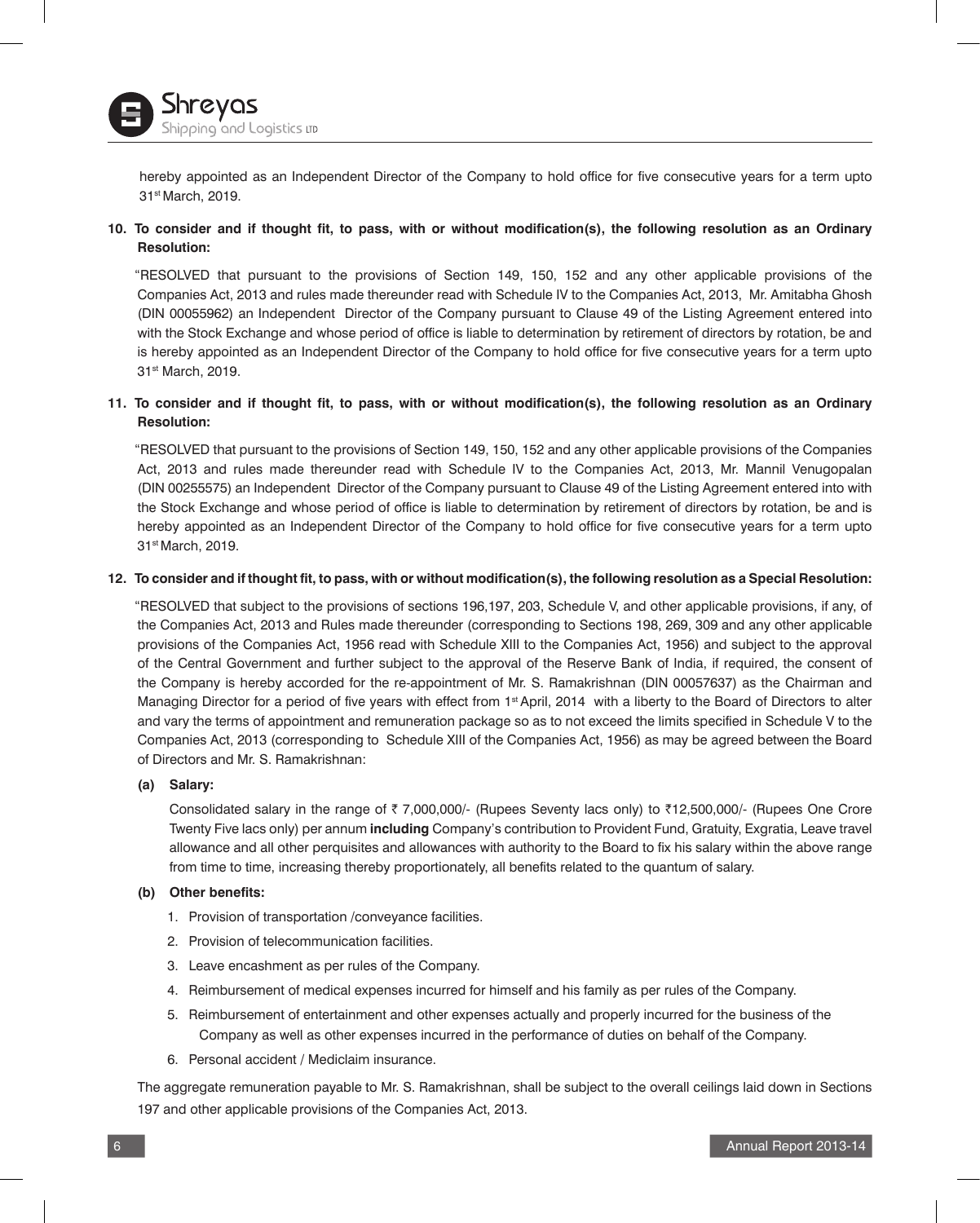hereby appointed as an Independent Director of the Company to hold office for five consecutive years for a term upto 31st March, 2019.

**10. To consider and if thought fit, to pass, with or without modification(s), the following resolution as an Ordinary Resolution:**

"RESOLVED that pursuant to the provisions of Section 149, 150, 152 and any other applicable provisions of the Companies Act, 2013 and rules made thereunder read with Schedule IV to the Companies Act, 2013, Mr. Amitabha Ghosh (DIN 00055962) an Independent Director of the Company pursuant to Clause 49 of the Listing Agreement entered into with the Stock Exchange and whose period of office is liable to determination by retirement of directors by rotation, be and is hereby appointed as an Independent Director of the Company to hold office for five consecutive years for a term upto 31st March, 2019.

**11. To consider and if thought fit, to pass, with or without modification(s), the following resolution as an Ordinary Resolution:**

"RESOLVED that pursuant to the provisions of Section 149, 150, 152 and any other applicable provisions of the Companies Act, 2013 and rules made thereunder read with Schedule IV to the Companies Act, 2013, Mr. Mannil Venugopalan (DIN 00255575) an Independent Director of the Company pursuant to Clause 49 of the Listing Agreement entered into with the Stock Exchange and whose period of office is liable to determination by retirement of directors by rotation, be and is hereby appointed as an Independent Director of the Company to hold office for five consecutive years for a term upto 31st March, 2019.

**12. To consider and if thought fit, to pass, with or without modification(s), the following resolution as a Special Resolution:**

"RESOLVED that subject to the provisions of sections 196,197, 203, Schedule V, and other applicable provisions, if any, of the Companies Act, 2013 and Rules made thereunder (corresponding to Sections 198, 269, 309 and any other applicable provisions of the Companies Act, 1956 read with Schedule XIII to the Companies Act, 1956) and subject to the approval of the Central Government and further subject to the approval of the Reserve Bank of India, if required, the consent of the Company is hereby accorded for the re-appointment of Mr. S. Ramakrishnan (DIN 00057637) as the Chairman and Managing Director for a period of five years with effect from 1st April, 2014 with a liberty to the Board of Directors to alter and vary the terms of appointment and remuneration package so as to not exceed the limits specified in Schedule V to the Companies Act, 2013 (corresponding to Schedule XIII of the Companies Act, 1956) as may be agreed between the Board of Directors and Mr. S. Ramakrishnan:

**(a) Salary:**

Consolidated salary in the range of ₹ 7,000,000/- (Rupees Seventy lacs only) to ₹12,500,000/- (Rupees One Crore Twenty Five lacs only) per annum **including** Company's contribution to Provident Fund, Gratuity, Exgratia, Leave travel allowance and all other perquisites and allowances with authority to the Board to fix his salary within the above range from time to time, increasing thereby proportionately, all benefits related to the quantum of salary.

**(b) Other benefits:**

1. Provision of transportation /conveyance facilities.
2. Provision of telecommunication facilities.
3. Leave encashment as per rules of the Company.
4. Reimbursement of medical expenses incurred for himself and his family as per rules of the Company.
5. Reimbursement of entertainment and other expenses actually and properly incurred for the business of the Company as well as other expenses incurred in the performance of duties on behalf of the Company.
6. Personal accident / Mediclaim insurance.

The aggregate remuneration payable to Mr. S. Ramakrishnan, shall be subject to the overall ceilings laid down in Sections 197 and other applicable provisions of the Companies Act, 2013.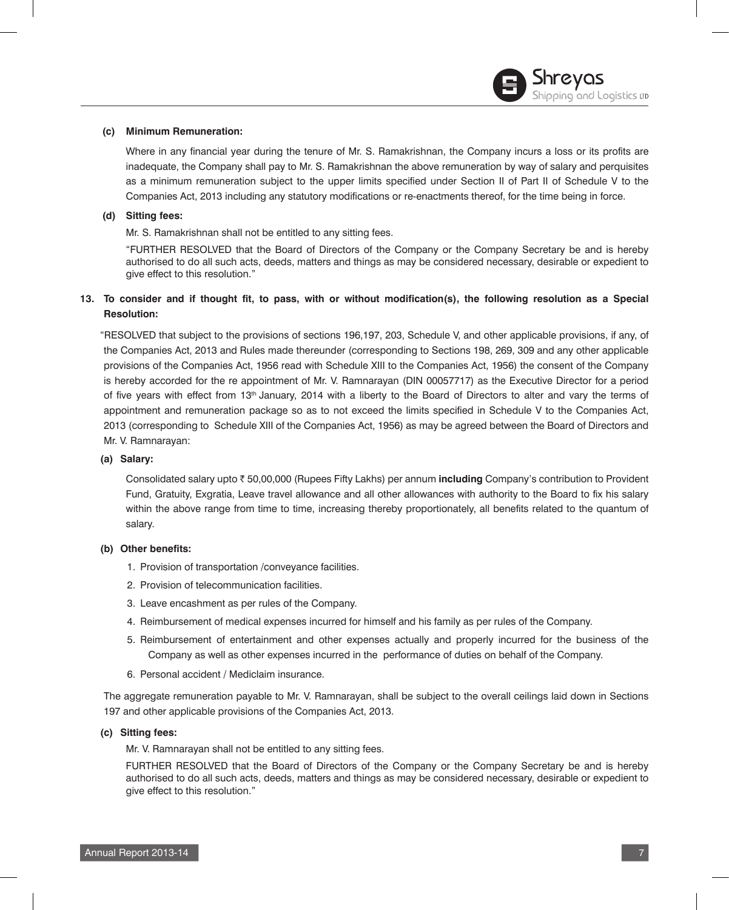**(c) Minimum Remuneration:**

Where in any financial year during the tenure of Mr. S. Ramakrishnan, the Company incurs a loss or its profits are inadequate, the Company shall pay to Mr. S. Ramakrishnan the above remuneration by way of salary and perquisites as a minimum remuneration subject to the upper limits specified under Section II of Part II of Schedule V to the Companies Act, 2013 including any statutory modifications or re-enactments thereof, for the time being in force.

**(d) Sitting fees:**

Mr. S. Ramakrishnan shall not be entitled to any sitting fees.

"FURTHER RESOLVED that the Board of Directors of the Company or the Company Secretary be and is hereby authorised to do all such acts, deeds, matters and things as may be considered necessary, desirable or expedient to give effect to this resolution."

**13. To consider and if thought fit, to pass, with or without modification(s), the following resolution as a Special Resolution:**

"RESOLVED that subject to the provisions of sections 196,197, 203, Schedule V, and other applicable provisions, if any, of the Companies Act, 2013 and Rules made thereunder (corresponding to Sections 198, 269, 309 and any other applicable provisions of the Companies Act, 1956 read with Schedule XIII to the Companies Act, 1956) the consent of the Company is hereby accorded for the re appointment of Mr. V. Ramnarayan (DIN 00057717) as the Executive Director for a period of five years with effect from 13th January, 2014 with a liberty to the Board of Directors to alter and vary the terms of appointment and remuneration package so as to not exceed the limits specified in Schedule V to the Companies Act, 2013 (corresponding to Schedule XIII of the Companies Act, 1956) as may be agreed between the Board of Directors and Mr. V. Ramnarayan:

**(a) Salary:**

Consolidated salary upto ₹ 50,00,000 (Rupees Fifty Lakhs) per annum **including** Company's contribution to Provident Fund, Gratuity, Exgratia, Leave travel allowance and all other allowances with authority to the Board to fix his salary within the above range from time to time, increasing thereby proportionately, all benefits related to the quantum of salary.

**(b) Other benefits:**

1. Provision of transportation /conveyance facilities.
2. Provision of telecommunication facilities.
3. Leave encashment as per rules of the Company.
4. Reimbursement of medical expenses incurred for himself and his family as per rules of the Company.
5. Reimbursement of entertainment and other expenses actually and properly incurred for the business of the Company as well as other expenses incurred in the performance of duties on behalf of the Company.
6. Personal accident / Mediclaim insurance.

The aggregate remuneration payable to Mr. V. Ramnarayan, shall be subject to the overall ceilings laid down in Sections 197 and other applicable provisions of the Companies Act, 2013.

**(c) Sitting fees:**

Mr. V. Ramnarayan shall not be entitled to any sitting fees.

FURTHER RESOLVED that the Board of Directors of the Company or the Company Secretary be and is hereby authorised to do all such acts, deeds, matters and things as may be considered necessary, desirable or expedient to give effect to this resolution."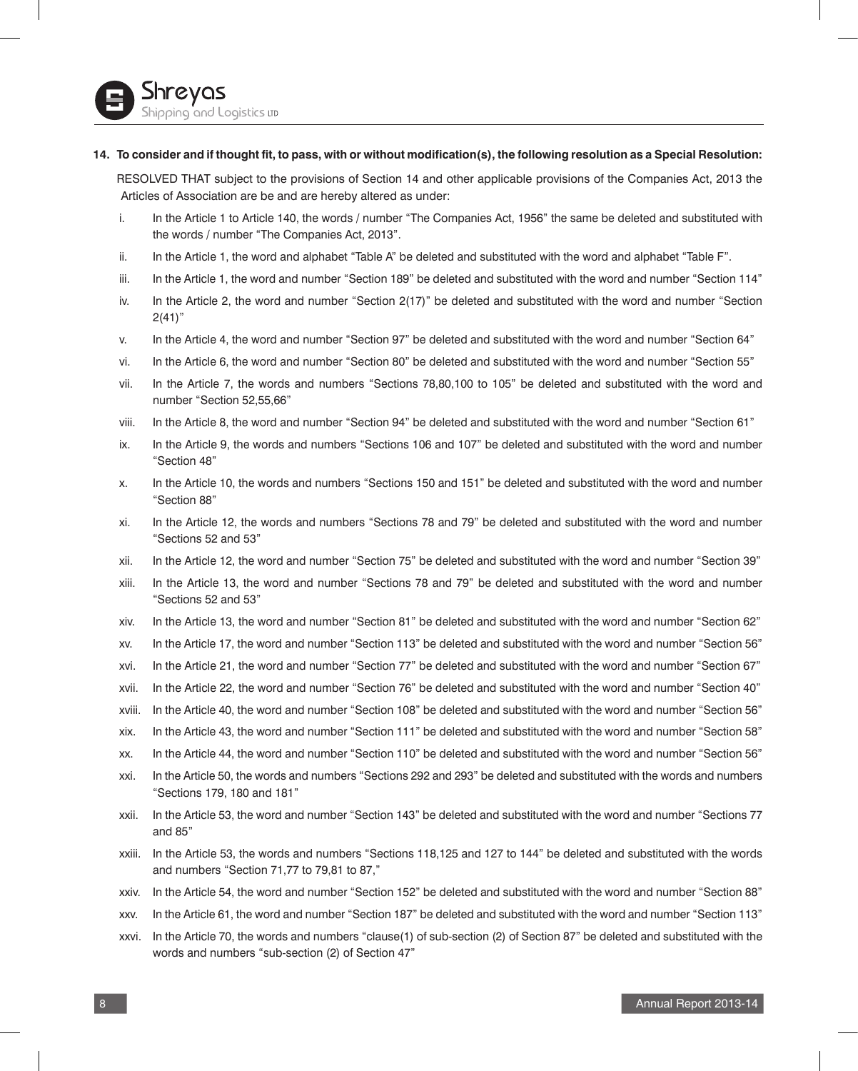**14. To consider and if thought fit, to pass, with or without modification(s), the following resolution as a Special Resolution:**

RESOLVED THAT subject to the provisions of Section 14 and other applicable provisions of the Companies Act, 2013 the Articles of Association are be and are hereby altered as under:

i. In the Article 1 to Article 140, the words / number "The Companies Act, 1956" the same be deleted and substituted with the words / number "The Companies Act, 2013".

ii. In the Article 1, the word and alphabet "Table A" be deleted and substituted with the word and alphabet "Table F".

iii. In the Article 1, the word and number "Section 189" be deleted and substituted with the word and number "Section 114"

iv. In the Article 2, the word and number "Section 2(17)" be deleted and substituted with the word and number "Section 2(41)"

v. In the Article 4, the word and number "Section 97" be deleted and substituted with the word and number "Section 64"

vi. In the Article 6, the word and number "Section 80" be deleted and substituted with the word and number "Section 55"

vii. In the Article 7, the words and numbers "Sections 78,80,100 to 105" be deleted and substituted with the word and number "Section 52,55,66"

viii. In the Article 8, the word and number "Section 94" be deleted and substituted with the word and number "Section 61"

ix. In the Article 9, the words and numbers "Sections 106 and 107" be deleted and substituted with the word and number "Section 48"

x. In the Article 10, the words and numbers "Sections 150 and 151" be deleted and substituted with the word and number "Section 88"

xi. In the Article 12, the words and numbers "Sections 78 and 79" be deleted and substituted with the word and number "Sections 52 and 53"

xii. In the Article 12, the word and number "Section 75" be deleted and substituted with the word and number "Section 39"

xiii. In the Article 13, the word and number "Sections 78 and 79" be deleted and substituted with the word and number "Sections 52 and 53"

xiv. In the Article 13, the word and number "Section 81" be deleted and substituted with the word and number "Section 62"

xv. In the Article 17, the word and number "Section 113" be deleted and substituted with the word and number "Section 56"

xvi. In the Article 21, the word and number "Section 77" be deleted and substituted with the word and number "Section 67"

xvii. In the Article 22, the word and number "Section 76" be deleted and substituted with the word and number "Section 40"

xviii. In the Article 40, the word and number "Section 108" be deleted and substituted with the word and number "Section 56"

xix. In the Article 43, the word and number "Section 111" be deleted and substituted with the word and number "Section 58"

xx. In the Article 44, the word and number "Section 110" be deleted and substituted with the word and number "Section 56"

xxi. In the Article 50, the words and numbers "Sections 292 and 293" be deleted and substituted with the words and numbers "Sections 179, 180 and 181"

xxii. In the Article 53, the word and number "Section 143" be deleted and substituted with the word and number "Sections 77 and 85"

xxiii. In the Article 53, the words and numbers "Sections 118,125 and 127 to 144" be deleted and substituted with the words and numbers "Section 71,77 to 79,81 to 87,"

xxiv. In the Article 54, the word and number "Section 152" be deleted and substituted with the word and number "Section 88"

xxv. In the Article 61, the word and number "Section 187" be deleted and substituted with the word and number "Section 113"

xxvi. In the Article 70, the words and numbers "clause(1) of sub-section (2) of Section 87" be deleted and substituted with the words and numbers "sub-section (2) of Section 47"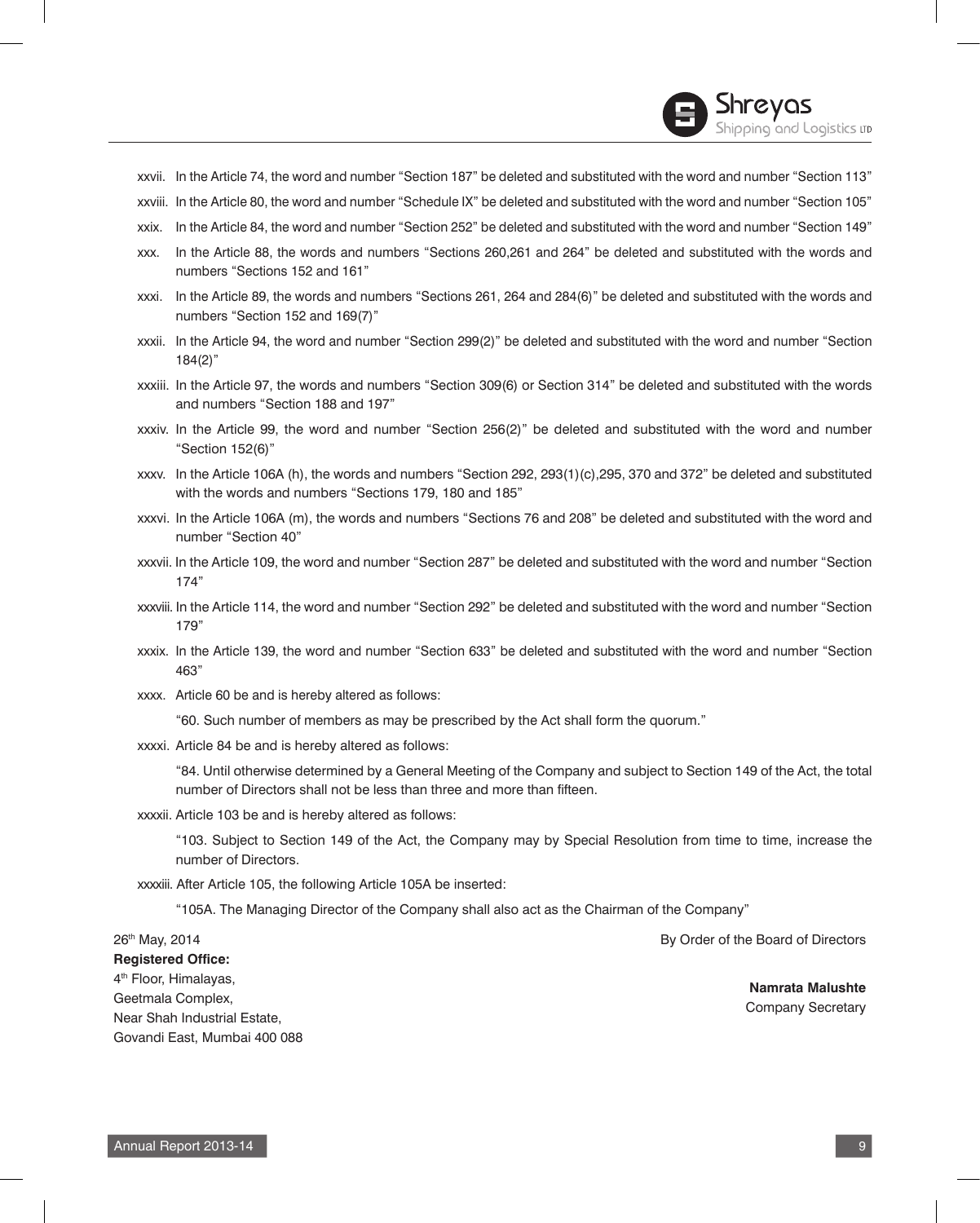xxvii. In the Article 74, the word and number "Section 187" be deleted and substituted with the word and number "Section 113"

xxviii. In the Article 80, the word and number "Schedule IX" be deleted and substituted with the word and number "Section 105"

xxix. In the Article 84, the word and number "Section 252" be deleted and substituted with the word and number "Section 149"

xxx. In the Article 88, the words and numbers "Sections 260,261 and 264" be deleted and substituted with the words and numbers "Sections 152 and 161"

xxxi. In the Article 89, the words and numbers "Sections 261, 264 and 284(6)" be deleted and substituted with the words and numbers "Section 152 and 169(7)"

xxxii. In the Article 94, the word and number "Section 299(2)" be deleted and substituted with the word and number "Section 184(2)"

xxxiii. In the Article 97, the words and numbers "Section 309(6) or Section 314" be deleted and substituted with the words and numbers "Section 188 and 197"

xxxiv. In the Article 99, the word and number "Section 256(2)" be deleted and substituted with the word and number "Section 152(6)"

xxxv. In the Article 106A (h), the words and numbers "Section 292, 293(1)(c),295, 370 and 372" be deleted and substituted with the words and numbers "Sections 179, 180 and 185"

xxxvi. In the Article 106A (m), the words and numbers "Sections 76 and 208" be deleted and substituted with the word and number "Section 40"

xxxvii. In the Article 109, the word and number "Section 287" be deleted and substituted with the word and number "Section 174"

xxxviii. In the Article 114, the word and number "Section 292" be deleted and substituted with the word and number "Section 179"

xxxix. In the Article 139, the word and number "Section 633" be deleted and substituted with the word and number "Section 463"

xxxx. Article 60 be and is hereby altered as follows:

"60. Such number of members as may be prescribed by the Act shall form the quorum."

xxxxi. Article 84 be and is hereby altered as follows:

"84. Until otherwise determined by a General Meeting of the Company and subject to Section 149 of the Act, the total number of Directors shall not be less than three and more than fifteen.

xxxxii. Article 103 be and is hereby altered as follows:

"103. Subject to Section 149 of the Act, the Company may by Special Resolution from time to time, increase the number of Directors.

xxxxiii. After Article 105, the following Article 105A be inserted:

"105A. The Managing Director of the Company shall also act as the Chairman of the Company"

26th May, 2014

By Order of the Board of Directors

**Registered Office:**
4th Floor, Himalayas,
Geetmala Complex,
Near Shah Industrial Estate,
Govandi East, Mumbai 400 088

**Namrata Malushte**
Company Secretary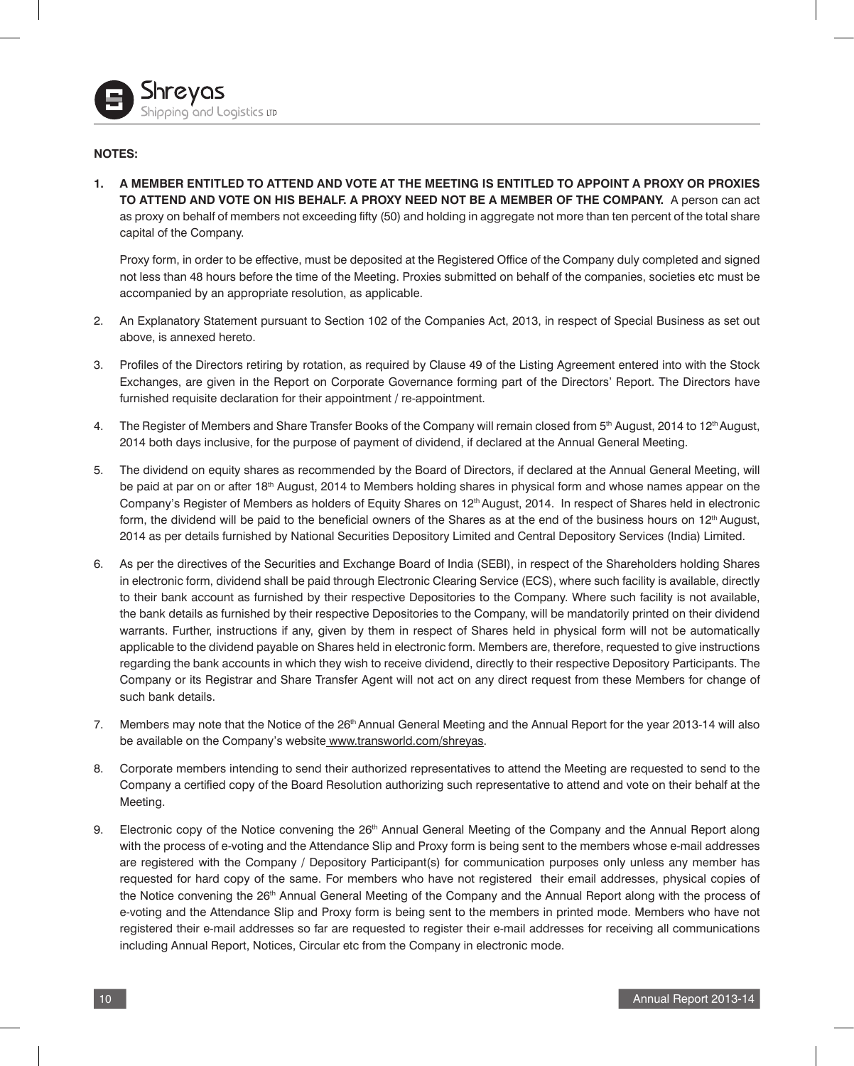**NOTES:**

1. **A MEMBER ENTITLED TO ATTEND AND VOTE AT THE MEETING IS ENTITLED TO APPOINT A PROXY OR PROXIES TO ATTEND AND VOTE ON HIS BEHALF. A PROXY NEED NOT BE A MEMBER OF THE COMPANY.** A person can act as proxy on behalf of members not exceeding fifty (50) and holding in aggregate not more than ten percent of the total share capital of the Company.

   Proxy form, in order to be effective, must be deposited at the Registered Office of the Company duly completed and signed not less than 48 hours before the time of the Meeting. Proxies submitted on behalf of the companies, societies etc must be accompanied by an appropriate resolution, as applicable.

2. An Explanatory Statement pursuant to Section 102 of the Companies Act, 2013, in respect of Special Business as set out above, is annexed hereto.

3. Profiles of the Directors retiring by rotation, as required by Clause 49 of the Listing Agreement entered into with the Stock Exchanges, are given in the Report on Corporate Governance forming part of the Directors' Report. The Directors have furnished requisite declaration for their appointment / re-appointment.

4. The Register of Members and Share Transfer Books of the Company will remain closed from 5th August, 2014 to 12th August, 2014 both days inclusive, for the purpose of payment of dividend, if declared at the Annual General Meeting.

5. The dividend on equity shares as recommended by the Board of Directors, if declared at the Annual General Meeting, will be paid at par on or after 18th August, 2014 to Members holding shares in physical form and whose names appear on the Company's Register of Members as holders of Equity Shares on 12th August, 2014. In respect of Shares held in electronic form, the dividend will be paid to the beneficial owners of the Shares as at the end of the business hours on 12th August, 2014 as per details furnished by National Securities Depository Limited and Central Depository Services (India) Limited.

6. As per the directives of the Securities and Exchange Board of India (SEBI), in respect of the Shareholders holding Shares in electronic form, dividend shall be paid through Electronic Clearing Service (ECS), where such facility is available, directly to their bank account as furnished by their respective Depositories to the Company. Where such facility is not available, the bank details as furnished by their respective Depositories to the Company, will be mandatorily printed on their dividend warrants. Further, instructions if any, given by them in respect of Shares held in physical form will not be automatically applicable to the dividend payable on Shares held in electronic form. Members are, therefore, requested to give instructions regarding the bank accounts in which they wish to receive dividend, directly to their respective Depository Participants. The Company or its Registrar and Share Transfer Agent will not act on any direct request from these Members for change of such bank details.

7. Members may note that the Notice of the 26th Annual General Meeting and the Annual Report for the year 2013-14 will also be available on the Company's website www.transworld.com/shreyas.

8. Corporate members intending to send their authorized representatives to attend the Meeting are requested to send to the Company a certified copy of the Board Resolution authorizing such representative to attend and vote on their behalf at the Meeting.

9. Electronic copy of the Notice convening the 26th Annual General Meeting of the Company and the Annual Report along with the process of e-voting and the Attendance Slip and Proxy form is being sent to the members whose e-mail addresses are registered with the Company / Depository Participant(s) for communication purposes only unless any member has requested for hard copy of the same. For members who have not registered their email addresses, physical copies of the Notice convening the 26th Annual General Meeting of the Company and the Annual Report along with the process of e-voting and the Attendance Slip and Proxy form is being sent to the members in printed mode. Members who have not registered their e-mail addresses so far are requested to register their e-mail addresses for receiving all communications including Annual Report, Notices, Circular etc from the Company in electronic mode.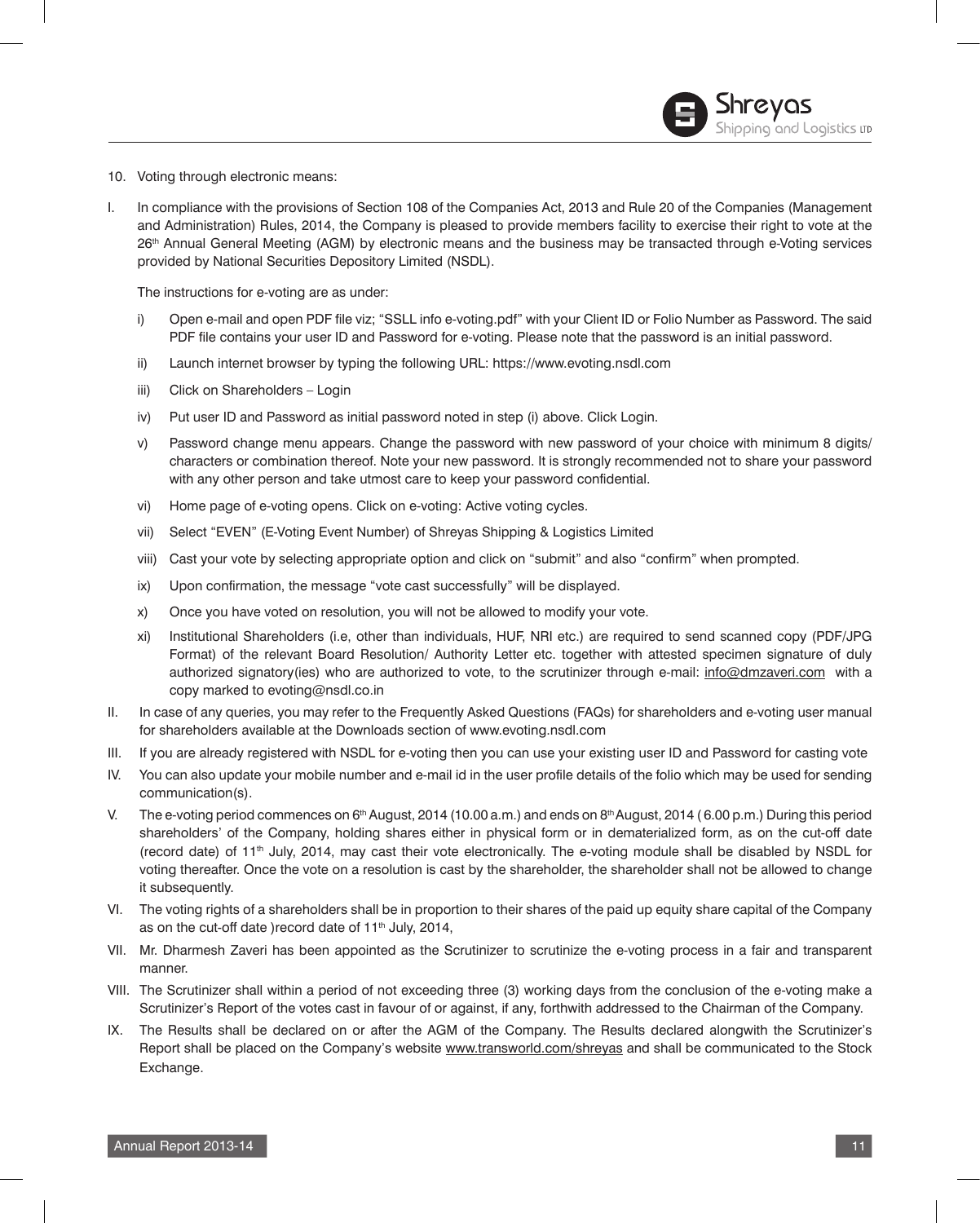10. Voting through electronic means:

I. In compliance with the provisions of Section 108 of the Companies Act, 2013 and Rule 20 of the Companies (Management and Administration) Rules, 2014, the Company is pleased to provide members facility to exercise their right to vote at the 26th Annual General Meeting (AGM) by electronic means and the business may be transacted through e-Voting services provided by National Securities Depository Limited (NSDL).

   The instructions for e-voting are as under:

   i) Open e-mail and open PDF file viz; "SSLL info e-voting.pdf" with your Client ID or Folio Number as Password. The said PDF file contains your user ID and Password for e-voting. Please note that the password is an initial password.

   ii) Launch internet browser by typing the following URL: https://www.evoting.nsdl.com

   iii) Click on Shareholders – Login

   iv) Put user ID and Password as initial password noted in step (i) above. Click Login.

   v) Password change menu appears. Change the password with new password of your choice with minimum 8 digits/ characters or combination thereof. Note your new password. It is strongly recommended not to share your password with any other person and take utmost care to keep your password confidential.

   vi) Home page of e-voting opens. Click on e-voting: Active voting cycles.

   vii) Select "EVEN" (E-Voting Event Number) of Shreyas Shipping & Logistics Limited

   viii) Cast your vote by selecting appropriate option and click on "submit" and also "confirm" when prompted.

   ix) Upon confirmation, the message "vote cast successfully" will be displayed.

   x) Once you have voted on resolution, you will not be allowed to modify your vote.

   xi) Institutional Shareholders (i.e, other than individuals, HUF, NRI etc.) are required to send scanned copy (PDF/JPG Format) of the relevant Board Resolution/ Authority Letter etc. together with attested specimen signature of duly authorized signatory(ies) who are authorized to vote, to the scrutinizer through e-mail: info@dmzaveri.com with a copy marked to evoting@nsdl.co.in

II. In case of any queries, you may refer to the Frequently Asked Questions (FAQs) for shareholders and e-voting user manual for shareholders available at the Downloads section of www.evoting.nsdl.com

III. If you are already registered with NSDL for e-voting then you can use your existing user ID and Password for casting vote

IV. You can also update your mobile number and e-mail id in the user profile details of the folio which may be used for sending communication(s).

V. The e-voting period commences on 6th August, 2014 (10.00 a.m.) and ends on 8th August, 2014 ( 6.00 p.m.) During this period shareholders' of the Company, holding shares either in physical form or in dematerialized form, as on the cut-off date (record date) of 11th July, 2014, may cast their vote electronically. The e-voting module shall be disabled by NSDL for voting thereafter. Once the vote on a resolution is cast by the shareholder, the shareholder shall not be allowed to change it subsequently.

VI. The voting rights of a shareholders shall be in proportion to their shares of the paid up equity share capital of the Company as on the cut-off date )record date of 11th July, 2014,

VII. Mr. Dharmesh Zaveri has been appointed as the Scrutinizer to scrutinize the e-voting process in a fair and transparent manner.

VIII. The Scrutinizer shall within a period of not exceeding three (3) working days from the conclusion of the e-voting make a Scrutinizer's Report of the votes cast in favour of or against, if any, forthwith addressed to the Chairman of the Company.

IX. The Results shall be declared on or after the AGM of the Company. The Results declared alongwith the Scrutinizer's Report shall be placed on the Company's website www.transworld.com/shreyas and shall be communicated to the Stock Exchange.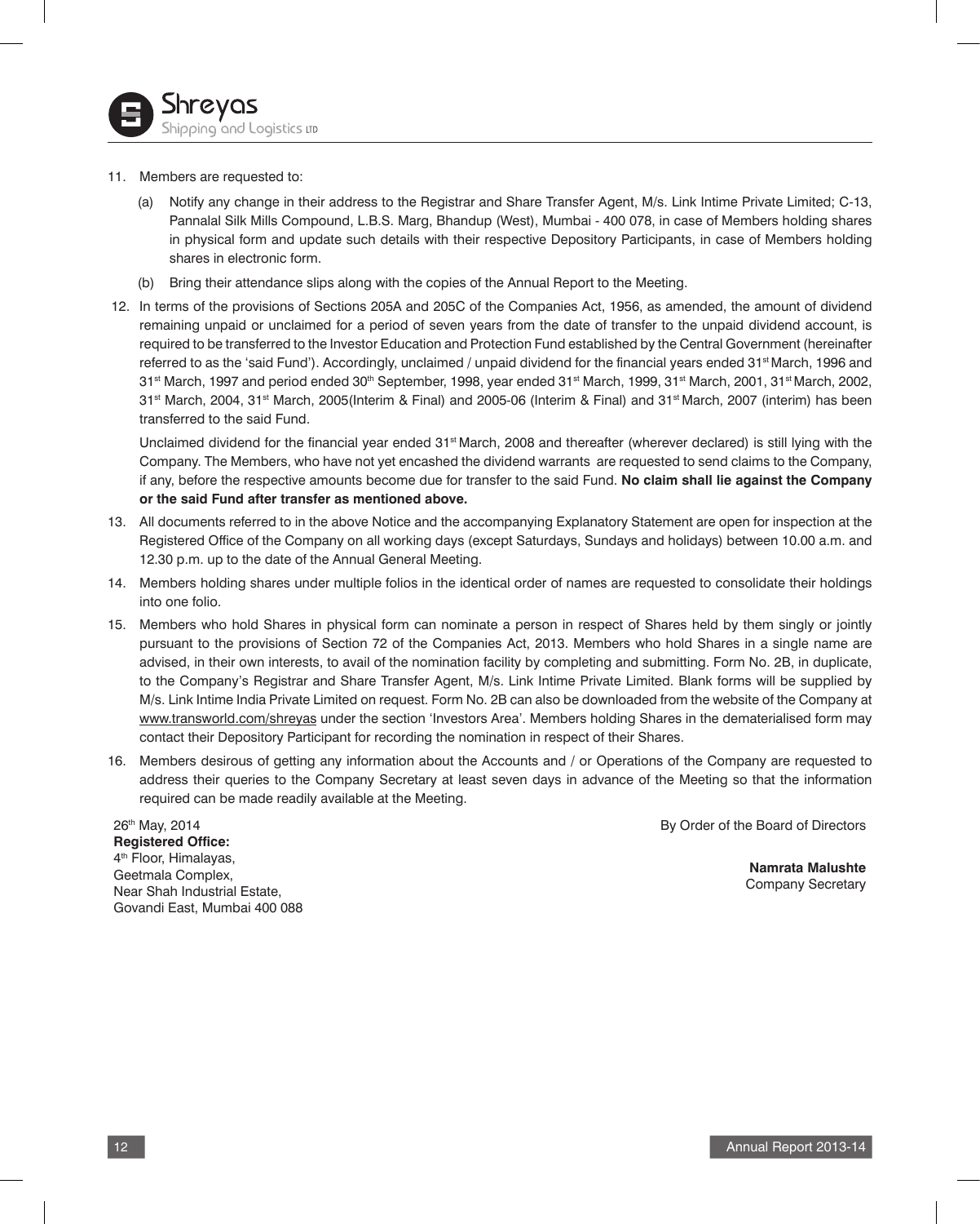11. Members are requested to:

    (a) Notify any change in their address to the Registrar and Share Transfer Agent, M/s. Link Intime Private Limited; C-13, Pannalal Silk Mills Compound, L.B.S. Marg, Bhandup (West), Mumbai - 400 078, in case of Members holding shares in physical form and update such details with their respective Depository Participants, in case of Members holding shares in electronic form.

    (b) Bring their attendance slips along with the copies of the Annual Report to the Meeting.

12. In terms of the provisions of Sections 205A and 205C of the Companies Act, 1956, as amended, the amount of dividend remaining unpaid or unclaimed for a period of seven years from the date of transfer to the unpaid dividend account, is required to be transferred to the Investor Education and Protection Fund established by the Central Government (hereinafter referred to as the 'said Fund'). Accordingly, unclaimed / unpaid dividend for the financial years ended 31st March, 1996 and 31st March, 1997 and period ended 30th September, 1998, year ended 31st March, 1999, 31st March, 2001, 31st March, 2002, 31st March, 2004, 31st March, 2005(Interim & Final) and 2005-06 (Interim & Final) and 31st March, 2007 (interim) has been transferred to the said Fund.

    Unclaimed dividend for the financial year ended 31st March, 2008 and thereafter (wherever declared) is still lying with the Company. The Members, who have not yet encashed the dividend warrants are requested to send claims to the Company, if any, before the respective amounts become due for transfer to the said Fund. **No claim shall lie against the Company or the said Fund after transfer as mentioned above.**

13. All documents referred to in the above Notice and the accompanying Explanatory Statement are open for inspection at the Registered Office of the Company on all working days (except Saturdays, Sundays and holidays) between 10.00 a.m. and 12.30 p.m. up to the date of the Annual General Meeting.

14. Members holding shares under multiple folios in the identical order of names are requested to consolidate their holdings into one folio.

15. Members who hold Shares in physical form can nominate a person in respect of Shares held by them singly or jointly pursuant to the provisions of Section 72 of the Companies Act, 2013. Members who hold Shares in a single name are advised, in their own interests, to avail of the nomination facility by completing and submitting. Form No. 2B, in duplicate, to the Company's Registrar and Share Transfer Agent, M/s. Link Intime Private Limited. Blank forms will be supplied by M/s. Link Intime India Private Limited on request. Form No. 2B can also be downloaded from the website of the Company at www.transworld.com/shreyas under the section 'Investors Area'. Members holding Shares in the dematerialised form may contact their Depository Participant for recording the nomination in respect of their Shares.

16. Members desirous of getting any information about the Accounts and / or Operations of the Company are requested to address their queries to the Company Secretary at least seven days in advance of the Meeting so that the information required can be made readily available at the Meeting.

26th May, 2014

**Registered Office:**
4th Floor, Himalayas,
Geetmala Complex,
Near Shah Industrial Estate,
Govandi East, Mumbai 400 088

By Order of the Board of Directors

**Namrata Malushte**
Company Secretary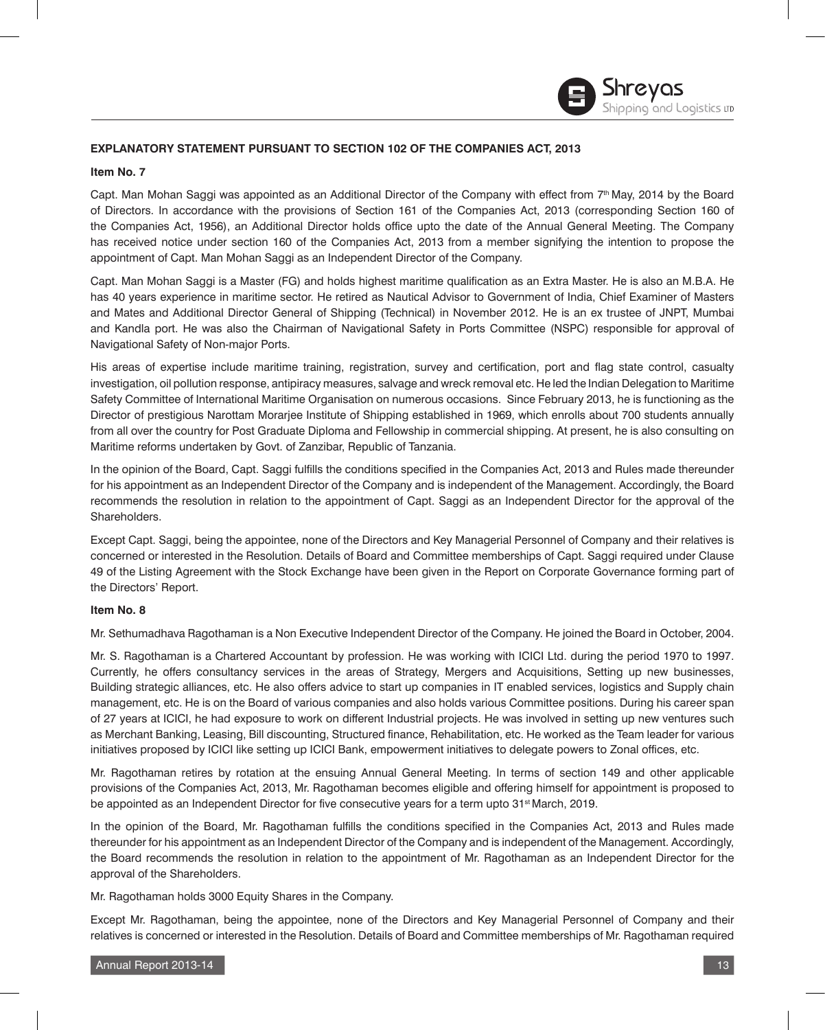**EXPLANATORY STATEMENT PURSUANT TO SECTION 102 OF THE COMPANIES ACT, 2013**

**Item No. 7**

Capt. Man Mohan Saggi was appointed as an Additional Director of the Company with effect from 7th May, 2014 by the Board of Directors. In accordance with the provisions of Section 161 of the Companies Act, 2013 (corresponding Section 160 of the Companies Act, 1956), an Additional Director holds office upto the date of the Annual General Meeting. The Company has received notice under section 160 of the Companies Act, 2013 from a member signifying the intention to propose the appointment of Capt. Man Mohan Saggi as an Independent Director of the Company.

Capt. Man Mohan Saggi is a Master (FG) and holds highest maritime qualification as an Extra Master. He is also an M.B.A. He has 40 years experience in maritime sector. He retired as Nautical Advisor to Government of India, Chief Examiner of Masters and Mates and Additional Director General of Shipping (Technical) in November 2012. He is an ex trustee of JNPT, Mumbai and Kandla port. He was also the Chairman of Navigational Safety in Ports Committee (NSPC) responsible for approval of Navigational Safety of Non-major Ports.

His areas of expertise include maritime training, registration, survey and certification, port and flag state control, casualty investigation, oil pollution response, antipiracy measures, salvage and wreck removal etc. He led the Indian Delegation to Maritime Safety Committee of International Maritime Organisation on numerous occasions. Since February 2013, he is functioning as the Director of prestigious Narottam Morarjee Institute of Shipping established in 1969, which enrolls about 700 students annually from all over the country for Post Graduate Diploma and Fellowship in commercial shipping. At present, he is also consulting on Maritime reforms undertaken by Govt. of Zanzibar, Republic of Tanzania.

In the opinion of the Board, Capt. Saggi fulfills the conditions specified in the Companies Act, 2013 and Rules made thereunder for his appointment as an Independent Director of the Company and is independent of the Management. Accordingly, the Board recommends the resolution in relation to the appointment of Capt. Saggi as an Independent Director for the approval of the Shareholders.

Except Capt. Saggi, being the appointee, none of the Directors and Key Managerial Personnel of Company and their relatives is concerned or interested in the Resolution. Details of Board and Committee memberships of Capt. Saggi required under Clause 49 of the Listing Agreement with the Stock Exchange have been given in the Report on Corporate Governance forming part of the Directors' Report.

**Item No. 8**

Mr. Sethumadhava Ragothaman is a Non Executive Independent Director of the Company. He joined the Board in October, 2004.

Mr. S. Ragothaman is a Chartered Accountant by profession. He was working with ICICI Ltd. during the period 1970 to 1997. Currently, he offers consultancy services in the areas of Strategy, Mergers and Acquisitions, Setting up new businesses, Building strategic alliances, etc. He also offers advice to start up companies in IT enabled services, logistics and Supply chain management, etc. He is on the Board of various companies and also holds various Committee positions. During his career span of 27 years at ICICI, he had exposure to work on different Industrial projects. He was involved in setting up new ventures such as Merchant Banking, Leasing, Bill discounting, Structured finance, Rehabilitation, etc. He worked as the Team leader for various initiatives proposed by ICICI like setting up ICICI Bank, empowerment initiatives to delegate powers to Zonal offices, etc.

Mr. Ragothaman retires by rotation at the ensuing Annual General Meeting. In terms of section 149 and other applicable provisions of the Companies Act, 2013, Mr. Ragothaman becomes eligible and offering himself for appointment is proposed to be appointed as an Independent Director for five consecutive years for a term upto 31st March, 2019.

In the opinion of the Board, Mr. Ragothaman fulfills the conditions specified in the Companies Act, 2013 and Rules made thereunder for his appointment as an Independent Director of the Company and is independent of the Management. Accordingly, the Board recommends the resolution in relation to the appointment of Mr. Ragothaman as an Independent Director for the approval of the Shareholders.

Mr. Ragothaman holds 3000 Equity Shares in the Company.

Except Mr. Ragothaman, being the appointee, none of the Directors and Key Managerial Personnel of Company and their relatives is concerned or interested in the Resolution. Details of Board and Committee memberships of Mr. Ragothaman required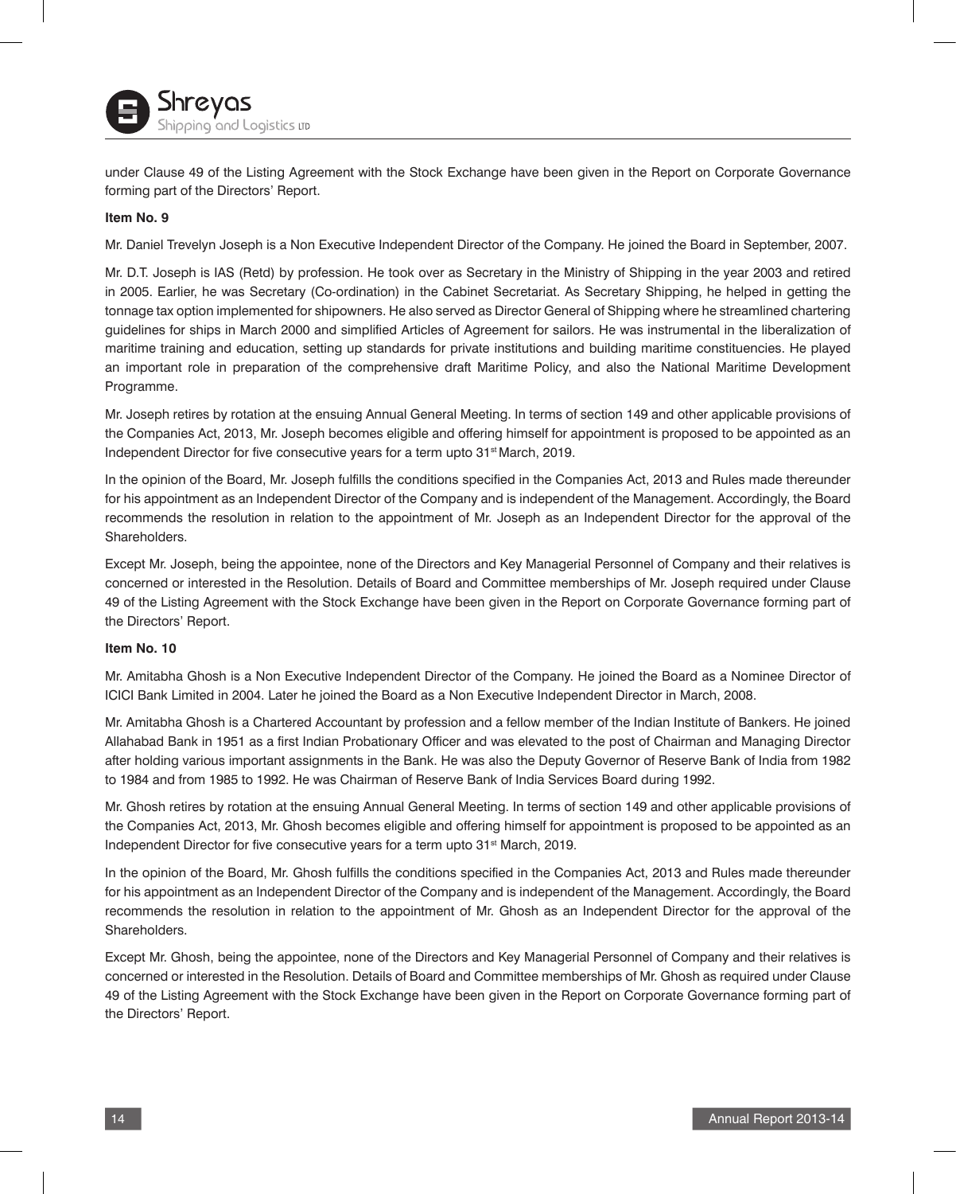under Clause 49 of the Listing Agreement with the Stock Exchange have been given in the Report on Corporate Governance forming part of the Directors' Report.

**Item No. 9**

Mr. Daniel Trevelyn Joseph is a Non Executive Independent Director of the Company. He joined the Board in September, 2007.

Mr. D.T. Joseph is IAS (Retd) by profession. He took over as Secretary in the Ministry of Shipping in the year 2003 and retired in 2005. Earlier, he was Secretary (Co-ordination) in the Cabinet Secretariat. As Secretary Shipping, he helped in getting the tonnage tax option implemented for shipowners. He also served as Director General of Shipping where he streamlined chartering guidelines for ships in March 2000 and simplified Articles of Agreement for sailors. He was instrumental in the liberalization of maritime training and education, setting up standards for private institutions and building maritime constituencies. He played an important role in preparation of the comprehensive draft Maritime Policy, and also the National Maritime Development Programme.

Mr. Joseph retires by rotation at the ensuing Annual General Meeting. In terms of section 149 and other applicable provisions of the Companies Act, 2013, Mr. Joseph becomes eligible and offering himself for appointment is proposed to be appointed as an Independent Director for five consecutive years for a term upto 31st March, 2019.

In the opinion of the Board, Mr. Joseph fulfills the conditions specified in the Companies Act, 2013 and Rules made thereunder for his appointment as an Independent Director of the Company and is independent of the Management. Accordingly, the Board recommends the resolution in relation to the appointment of Mr. Joseph as an Independent Director for the approval of the Shareholders.

Except Mr. Joseph, being the appointee, none of the Directors and Key Managerial Personnel of Company and their relatives is concerned or interested in the Resolution. Details of Board and Committee memberships of Mr. Joseph required under Clause 49 of the Listing Agreement with the Stock Exchange have been given in the Report on Corporate Governance forming part of the Directors' Report.

**Item No. 10**

Mr. Amitabha Ghosh is a Non Executive Independent Director of the Company. He joined the Board as a Nominee Director of ICICI Bank Limited in 2004. Later he joined the Board as a Non Executive Independent Director in March, 2008.

Mr. Amitabha Ghosh is a Chartered Accountant by profession and a fellow member of the Indian Institute of Bankers. He joined Allahabad Bank in 1951 as a first Indian Probationary Officer and was elevated to the post of Chairman and Managing Director after holding various important assignments in the Bank. He was also the Deputy Governor of Reserve Bank of India from 1982 to 1984 and from 1985 to 1992. He was Chairman of Reserve Bank of India Services Board during 1992.

Mr. Ghosh retires by rotation at the ensuing Annual General Meeting. In terms of section 149 and other applicable provisions of the Companies Act, 2013, Mr. Ghosh becomes eligible and offering himself for appointment is proposed to be appointed as an Independent Director for five consecutive years for a term upto 31st March, 2019.

In the opinion of the Board, Mr. Ghosh fulfills the conditions specified in the Companies Act, 2013 and Rules made thereunder for his appointment as an Independent Director of the Company and is independent of the Management. Accordingly, the Board recommends the resolution in relation to the appointment of Mr. Ghosh as an Independent Director for the approval of the Shareholders.

Except Mr. Ghosh, being the appointee, none of the Directors and Key Managerial Personnel of Company and their relatives is concerned or interested in the Resolution. Details of Board and Committee memberships of Mr. Ghosh as required under Clause 49 of the Listing Agreement with the Stock Exchange have been given in the Report on Corporate Governance forming part of the Directors' Report.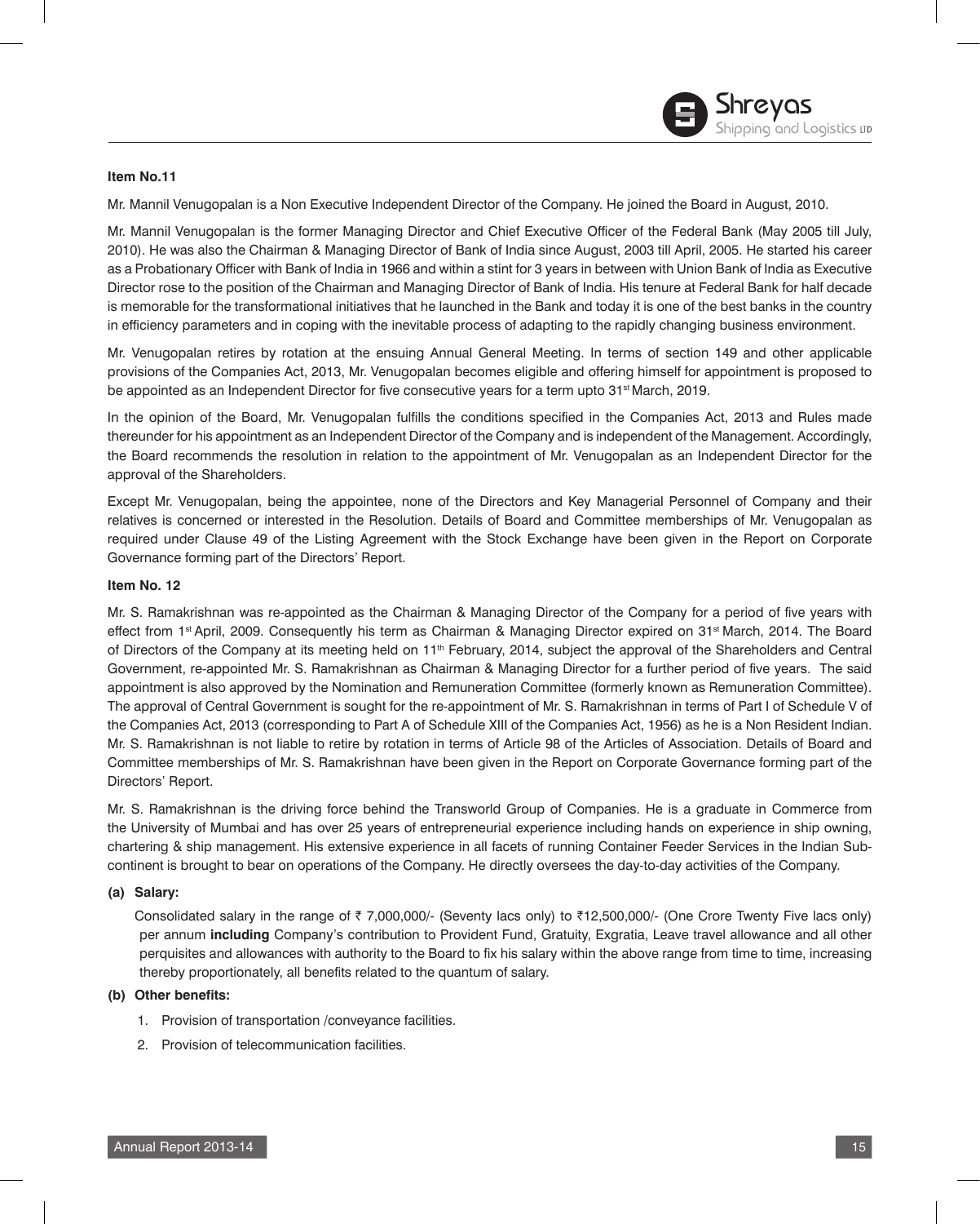**Item No.11**

Mr. Mannil Venugopalan is a Non Executive Independent Director of the Company. He joined the Board in August, 2010.

Mr. Mannil Venugopalan is the former Managing Director and Chief Executive Officer of the Federal Bank (May 2005 till July, 2010). He was also the Chairman & Managing Director of Bank of India since August, 2003 till April, 2005. He started his career as a Probationary Officer with Bank of India in 1966 and within a stint for 3 years in between with Union Bank of India as Executive Director rose to the position of the Chairman and Managing Director of Bank of India. His tenure at Federal Bank for half decade is memorable for the transformational initiatives that he launched in the Bank and today it is one of the best banks in the country in efficiency parameters and in coping with the inevitable process of adapting to the rapidly changing business environment.

Mr. Venugopalan retires by rotation at the ensuing Annual General Meeting. In terms of section 149 and other applicable provisions of the Companies Act, 2013, Mr. Venugopalan becomes eligible and offering himself for appointment is proposed to be appointed as an Independent Director for five consecutive years for a term upto 31st March, 2019.

In the opinion of the Board, Mr. Venugopalan fulfills the conditions specified in the Companies Act, 2013 and Rules made thereunder for his appointment as an Independent Director of the Company and is independent of the Management. Accordingly, the Board recommends the resolution in relation to the appointment of Mr. Venugopalan as an Independent Director for the approval of the Shareholders.

Except Mr. Venugopalan, being the appointee, none of the Directors and Key Managerial Personnel of Company and their relatives is concerned or interested in the Resolution. Details of Board and Committee memberships of Mr. Venugopalan as required under Clause 49 of the Listing Agreement with the Stock Exchange have been given in the Report on Corporate Governance forming part of the Directors' Report.

**Item No. 12**

Mr. S. Ramakrishnan was re-appointed as the Chairman & Managing Director of the Company for a period of five years with effect from 1st April, 2009. Consequently his term as Chairman & Managing Director expired on 31st March, 2014. The Board of Directors of the Company at its meeting held on 11th February, 2014, subject the approval of the Shareholders and Central Government, re-appointed Mr. S. Ramakrishnan as Chairman & Managing Director for a further period of five years. The said appointment is also approved by the Nomination and Remuneration Committee (formerly known as Remuneration Committee). The approval of Central Government is sought for the re-appointment of Mr. S. Ramakrishnan in terms of Part I of Schedule V of the Companies Act, 2013 (corresponding to Part A of Schedule XIII of the Companies Act, 1956) as he is a Non Resident Indian. Mr. S. Ramakrishnan is not liable to retire by rotation in terms of Article 98 of the Articles of Association. Details of Board and Committee memberships of Mr. S. Ramakrishnan have been given in the Report on Corporate Governance forming part of the Directors' Report.

Mr. S. Ramakrishnan is the driving force behind the Transworld Group of Companies. He is a graduate in Commerce from the University of Mumbai and has over 25 years of entrepreneurial experience including hands on experience in ship owning, chartering & ship management. His extensive experience in all facets of running Container Feeder Services in the Indian Sub-continent is brought to bear on operations of the Company. He directly oversees the day-to-day activities of the Company.

**(a) Salary:**

Consolidated salary in the range of ₹ 7,000,000/- (Seventy lacs only) to ₹12,500,000/- (One Crore Twenty Five lacs only) per annum **including** Company's contribution to Provident Fund, Gratuity, Exgratia, Leave travel allowance and all other perquisites and allowances with authority to the Board to fix his salary within the above range from time to time, increasing thereby proportionately, all benefits related to the quantum of salary.

**(b) Other benefits:**

1. Provision of transportation /conveyance facilities.
2. Provision of telecommunication facilities.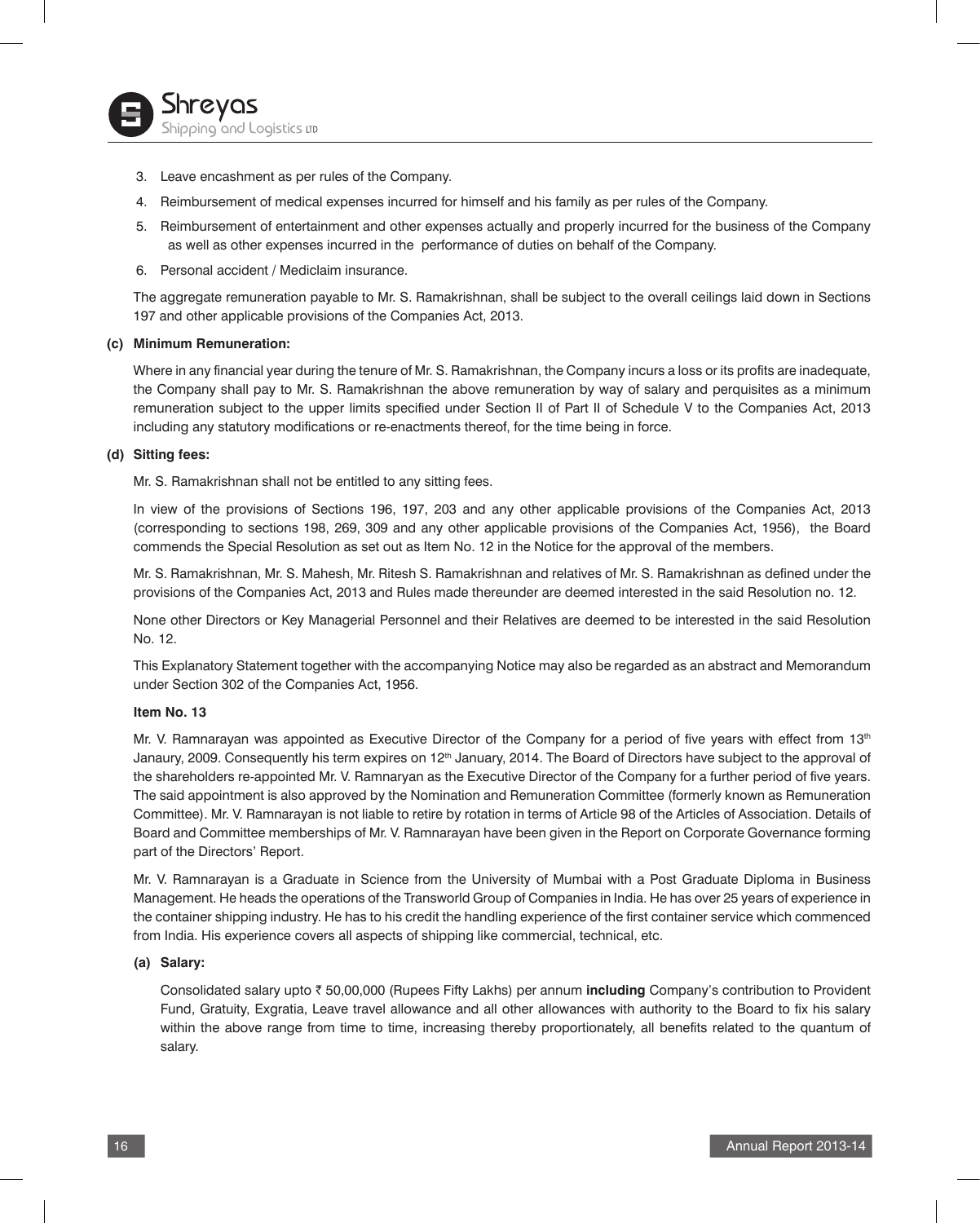3. Leave encashment as per rules of the Company.
4. Reimbursement of medical expenses incurred for himself and his family as per rules of the Company.
5. Reimbursement of entertainment and other expenses actually and properly incurred for the business of the Company as well as other expenses incurred in the performance of duties on behalf of the Company.
6. Personal accident / Mediclaim insurance.

The aggregate remuneration payable to Mr. S. Ramakrishnan, shall be subject to the overall ceilings laid down in Sections 197 and other applicable provisions of the Companies Act, 2013.

**(c) Minimum Remuneration:**

Where in any financial year during the tenure of Mr. S. Ramakrishnan, the Company incurs a loss or its profits are inadequate, the Company shall pay to Mr. S. Ramakrishnan the above remuneration by way of salary and perquisites as a minimum remuneration subject to the upper limits specified under Section II of Part II of Schedule V to the Companies Act, 2013 including any statutory modifications or re-enactments thereof, for the time being in force.

**(d) Sitting fees:**

Mr. S. Ramakrishnan shall not be entitled to any sitting fees.

In view of the provisions of Sections 196, 197, 203 and any other applicable provisions of the Companies Act, 2013 (corresponding to sections 198, 269, 309 and any other applicable provisions of the Companies Act, 1956), the Board commends the Special Resolution as set out as Item No. 12 in the Notice for the approval of the members.

Mr. S. Ramakrishnan, Mr. S. Mahesh, Mr. Ritesh S. Ramakrishnan and relatives of Mr. S. Ramakrishnan as defined under the provisions of the Companies Act, 2013 and Rules made thereunder are deemed interested in the said Resolution no. 12.

None other Directors or Key Managerial Personnel and their Relatives are deemed to be interested in the said Resolution No. 12.

This Explanatory Statement together with the accompanying Notice may also be regarded as an abstract and Memorandum under Section 302 of the Companies Act, 1956.

**Item No. 13**

Mr. V. Ramnarayan was appointed as Executive Director of the Company for a period of five years with effect from 13th Janaury, 2009. Consequently his term expires on 12th January, 2014. The Board of Directors have subject to the approval of the shareholders re-appointed Mr. V. Ramnaryan as the Executive Director of the Company for a further period of five years. The said appointment is also approved by the Nomination and Remuneration Committee (formerly known as Remuneration Committee). Mr. V. Ramnarayan is not liable to retire by rotation in terms of Article 98 of the Articles of Association. Details of Board and Committee memberships of Mr. V. Ramnarayan have been given in the Report on Corporate Governance forming part of the Directors' Report.

Mr. V. Ramnarayan is a Graduate in Science from the University of Mumbai with a Post Graduate Diploma in Business Management. He heads the operations of the Transworld Group of Companies in India. He has over 25 years of experience in the container shipping industry. He has to his credit the handling experience of the first container service which commenced from India. His experience covers all aspects of shipping like commercial, technical, etc.

**(a) Salary:**

Consolidated salary upto ₹ 50,00,000 (Rupees Fifty Lakhs) per annum **including** Company's contribution to Provident Fund, Gratuity, Exgratia, Leave travel allowance and all other allowances with authority to the Board to fix his salary within the above range from time to time, increasing thereby proportionately, all benefits related to the quantum of salary.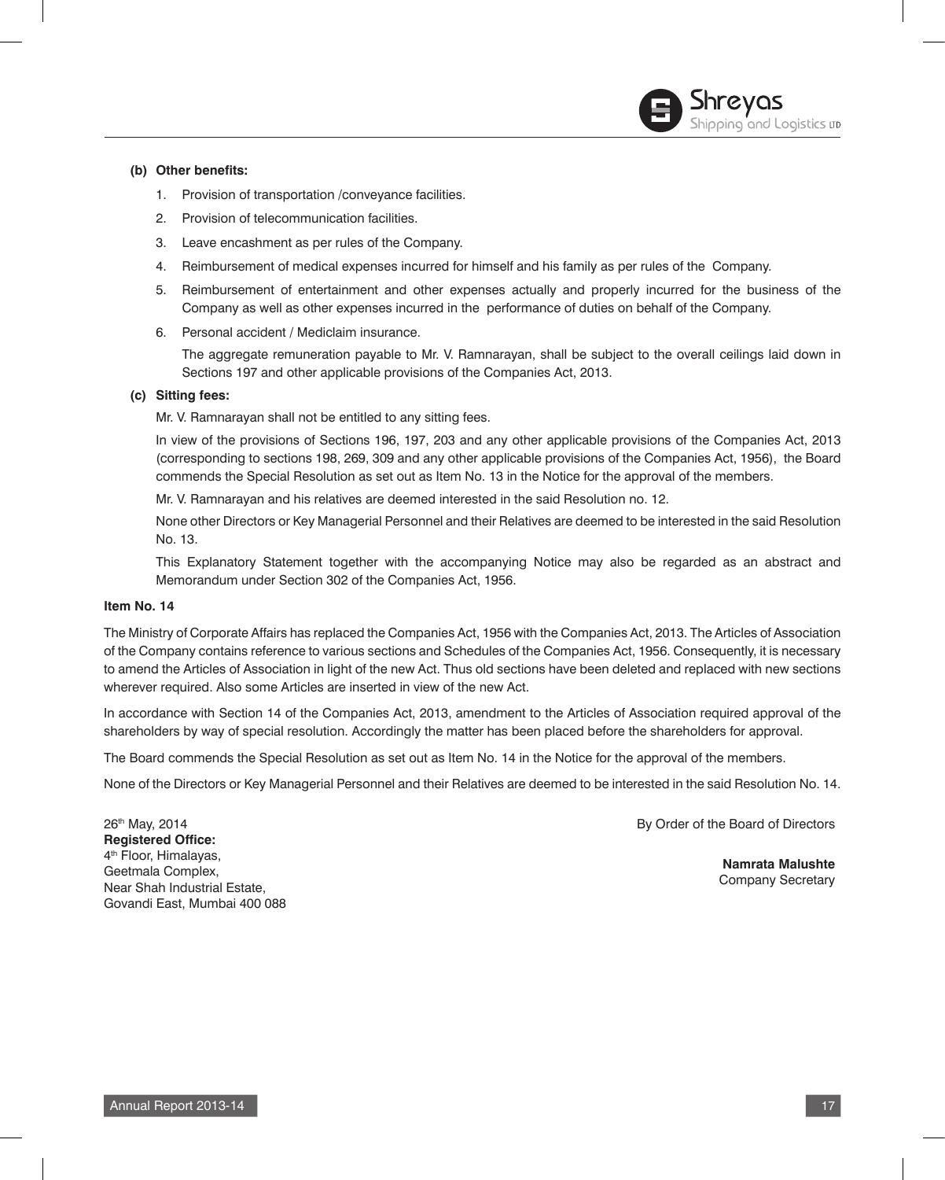**(b) Other benefits:**

1. Provision of transportation /conveyance facilities.
2. Provision of telecommunication facilities.
3. Leave encashment as per rules of the Company.
4. Reimbursement of medical expenses incurred for himself and his family as per rules of the Company.
5. Reimbursement of entertainment and other expenses actually and properly incurred for the business of the Company as well as other expenses incurred in the performance of duties on behalf of the Company.
6. Personal accident / Mediclaim insurance.

   The aggregate remuneration payable to Mr. V. Ramnarayan, shall be subject to the overall ceilings laid down in Sections 197 and other applicable provisions of the Companies Act, 2013.

**(c) Sitting fees:**

Mr. V. Ramnarayan shall not be entitled to any sitting fees.

In view of the provisions of Sections 196, 197, 203 and any other applicable provisions of the Companies Act, 2013 (corresponding to sections 198, 269, 309 and any other applicable provisions of the Companies Act, 1956), the Board commends the Special Resolution as set out as Item No. 13 in the Notice for the approval of the members.

Mr. V. Ramnarayan and his relatives are deemed interested in the said Resolution no. 12.

None other Directors or Key Managerial Personnel and their Relatives are deemed to be interested in the said Resolution No. 13.

This Explanatory Statement together with the accompanying Notice may also be regarded as an abstract and Memorandum under Section 302 of the Companies Act, 1956.

**Item No. 14**

The Ministry of Corporate Affairs has replaced the Companies Act, 1956 with the Companies Act, 2013. The Articles of Association of the Company contains reference to various sections and Schedules of the Companies Act, 1956. Consequently, it is necessary to amend the Articles of Association in light of the new Act. Thus old sections have been deleted and replaced with new sections wherever required. Also some Articles are inserted in view of the new Act.

In accordance with Section 14 of the Companies Act, 2013, amendment to the Articles of Association required approval of the shareholders by way of special resolution. Accordingly the matter has been placed before the shareholders for approval.

The Board commends the Special Resolution as set out as Item No. 14 in the Notice for the approval of the members.

None of the Directors or Key Managerial Personnel and their Relatives are deemed to be interested in the said Resolution No. 14.

26th May, 2014
**Registered Office:**
4th Floor, Himalayas,
Geetmala Complex,
Near Shah Industrial Estate,
Govandi East, Mumbai 400 088

By Order of the Board of Directors

**Namrata Malushte**
Company Secretary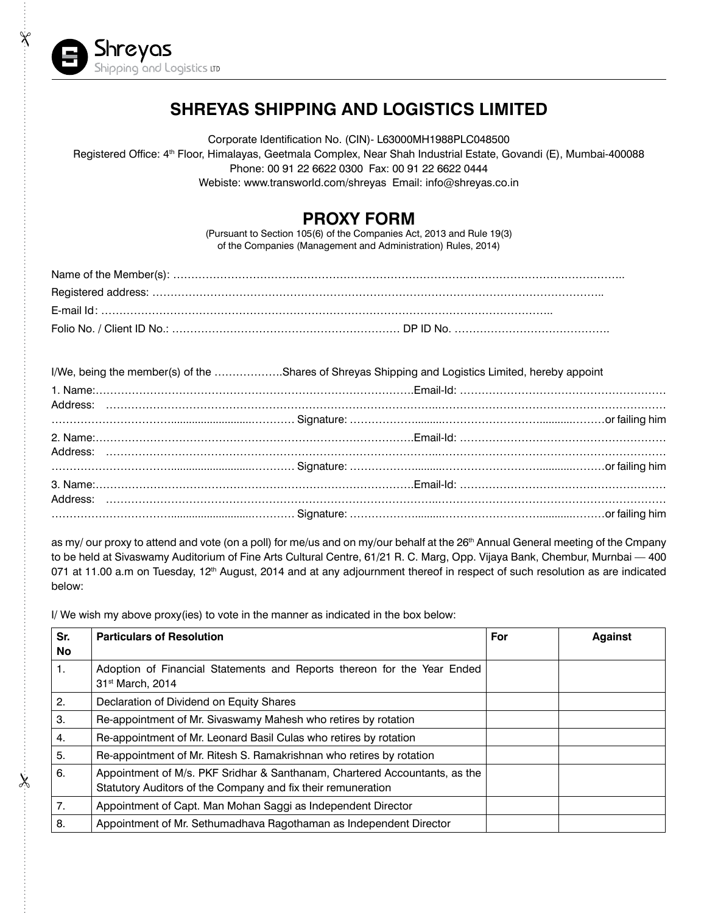Shreyas
Shipping and Logistics LTD

# SHREYAS SHIPPING AND LOGISTICS LIMITED

Corporate Identification No. (CIN)- L63000MH1988PLC048500
Registered Office: 4th Floor, Himalayas, Geetmala Complex, Near Shah Industrial Estate, Govandi (E), Mumbai-400088
Phone: 00 91 22 6622 0300 Fax: 00 91 22 6622 0444
Webiste: www.transworld.com/shreyas Email: info@shreyas.co.in

## PROXY FORM

(Pursuant to Section 105(6) of the Companies Act, 2013 and Rule 19(3) of the Companies (Management and Administration) Rules, 2014)

Name of the Member(s): ……………………………………………………………………………………………………………..
Registered address: ……………………………………………………………………………………………………………..
E-mail Id: ……………………………………………………………………………………………………………..
Folio No. / Client ID No.: ……………………………………………………… DP ID No. …………………………………….

I/We, being the member(s) of the ……………….Shares of Shreyas Shipping and Logistics Limited, hereby appoint

1. Name:……………………………………………………………………………….Email-Id: …………………………………………………
Address: ……………………………………………………………………………………………………………………………………………
……………………………………………… Signature: …………………………………………………………………or failing him

2. Name:……………………………………………………………………………….Email-Id: …………………………………………………
Address: ……………………………………………………………………………………………………………………………………………
……………………………………………… Signature: …………………………………………………………………or failing him

3. Name:……………………………………………………………………………….Email-Id: …………………………………………………
Address: ……………………………………………………………………………………………………………………………………………
……………………………………………… Signature: …………………………………………………………………or failing him

as my/ our proxy to attend and vote (on a poll) for me/us and on my/our behalf at the 26th Annual General meeting of the Cmpany to be held at Sivaswamy Auditorium of Fine Arts Cultural Centre, 61/21 R. C. Marg, Opp. Vijaya Bank, Chembur, Murnbai — 400 071 at 11.00 a.m on Tuesday, 12th August, 2014 and at any adjournment thereof in respect of such resolution as are indicated below:

I/ We wish my above proxy(ies) to vote in the manner as indicated in the box below:

| Sr. No | Particulars of Resolution | For | Against |
|---|---|---|---|
| 1. | Adoption of Financial Statements and Reports thereon for the Year Ended 31st March, 2014 | | |
| 2. | Declaration of Dividend on Equity Shares | | |
| 3. | Re-appointment of Mr. Sivaswamy Mahesh who retires by rotation | | |
| 4. | Re-appointment of Mr. Leonard Basil Culas who retires by rotation | | |
| 5. | Re-appointment of Mr. Ritesh S. Ramakrishnan who retires by rotation | | |
| 6. | Appointment of M/s. PKF Sridhar & Santhanam, Chartered Accountants, as the Statutory Auditors of the Company and fix their remuneration | | |
| 7. | Appointment of Capt. Man Mohan Saggi as Independent Director | | |
| 8. | Appointment of Mr. Sethumadhava Ragothaman as Independent Director | | |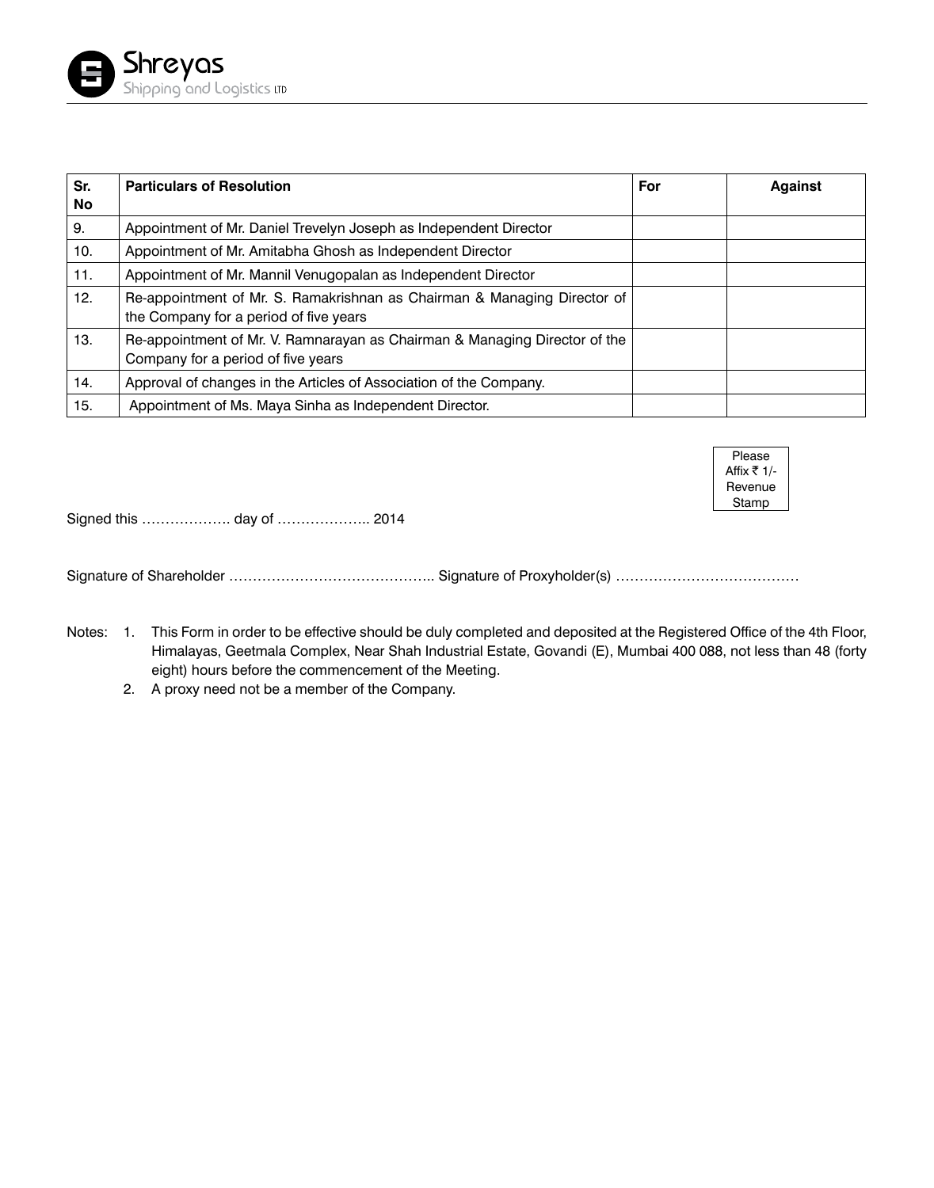| Sr. No | Particulars of Resolution | For | Against |
|---|---|---|---|
| 9. | Appointment of Mr. Daniel Trevelyn Joseph as Independent Director | | |
| 10. | Appointment of Mr. Amitabha Ghosh as Independent Director | | |
| 11. | Appointment of Mr. Mannil Venugopalan as Independent Director | | |
| 12. | Re-appointment of Mr. S. Ramakrishnan as Chairman & Managing Director of the Company for a period of five years | | |
| 13. | Re-appointment of Mr. V. Ramnarayan as Chairman & Managing Director of the Company for a period of five years | | |
| 14. | Approval of changes in the Articles of Association of the Company. | | |
| 15. | Appointment of Ms. Maya Sinha as Independent Director. | | |

Please Affix ₹ 1/- Revenue Stamp

Signed this ………………. day of ……………….. 2014

Signature of Shareholder …………………………………….. Signature of Proxyholder(s) …………………………………

Notes: 1. This Form in order to be effective should be duly completed and deposited at the Registered Office of the 4th Floor, Himalayas, Geetmala Complex, Near Shah Industrial Estate, Govandi (E), Mumbai 400 088, not less than 48 (forty eight) hours before the commencement of the Meeting.

2. A proxy need not be a member of the Company.